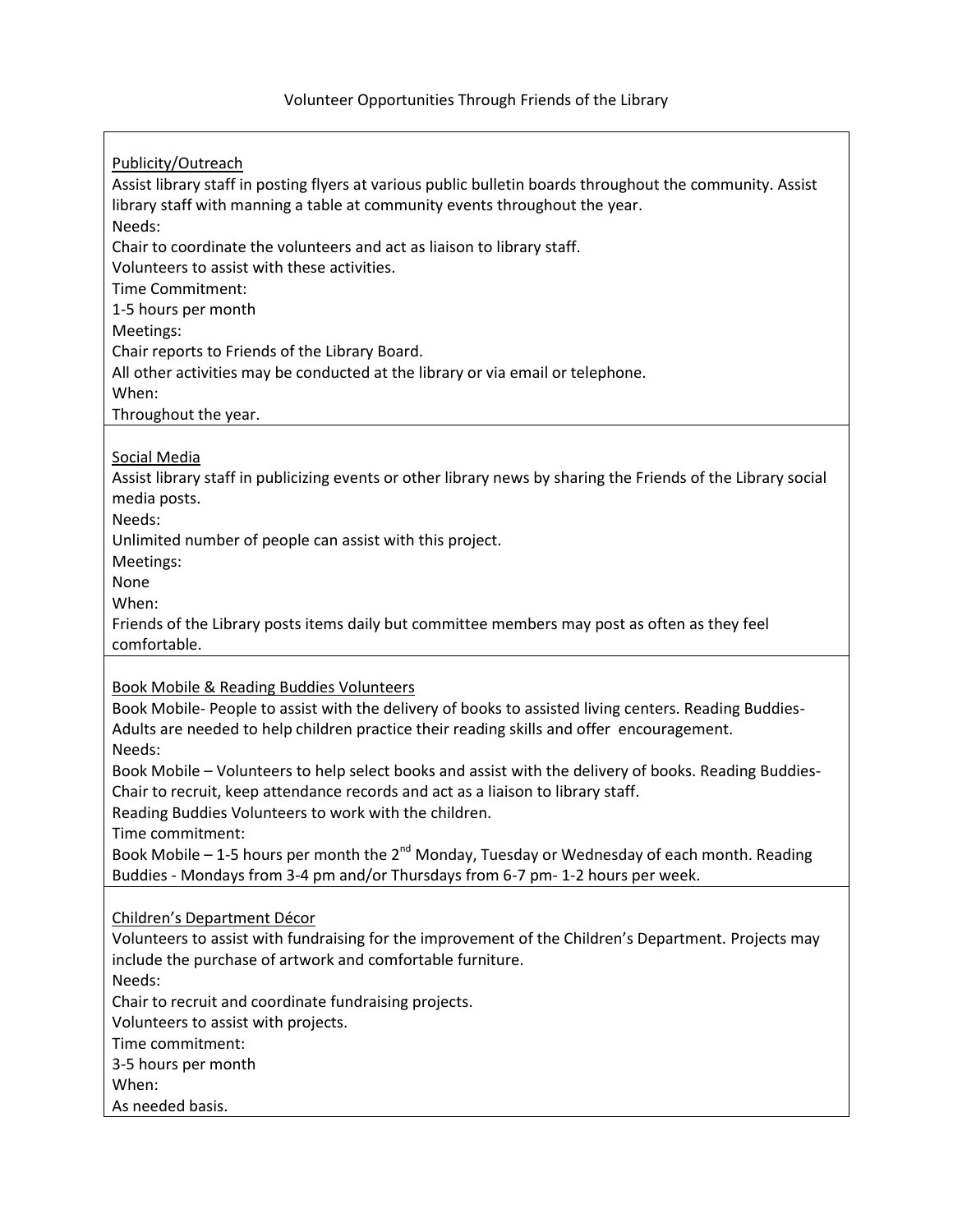Volunteer Opportunities Through Friends of the Library

## Publicity/Outreach

Assist library staff in posting flyers at various public bulletin boards throughout the community. Assist library staff with manning a table at community events throughout the year.

Needs:

Chair to coordinate the volunteers and act as liaison to library staff.

Volunteers to assist with these activities.

Time Commitment:

1-5 hours per month

Meetings:

Chair reports to Friends of the Library Board.

All other activities may be conducted at the library or via email or telephone.

When:

Throughout the year.

## Social Media

Assist library staff in publicizing events or other library news by sharing the Friends of the Library social media posts.

Needs:

Unlimited number of people can assist with this project.

Meetings:

None

When:

Friends of the Library posts items daily but committee members may post as often as they feel comfortable.

## Book Mobile & Reading Buddies Volunteers

Book Mobile- People to assist with the delivery of books to assisted living centers. Reading Buddies- Adults are needed to help children practice their reading skills and offer encouragement.

Needs:

Book Mobile – Volunteers to help select books and assist with the delivery of books. Reading Buddies- Chair to recruit, keep attendance records and act as a liaison to library staff.

Reading Buddies Volunteers to work with the children.

Time commitment:

Book Mobile – 1-5 hours per month the 2nd Monday, Tuesday or Wednesday of each month. Reading Buddies - Mondays from 3-4 pm and/or Thursdays from 6-7 pm- 1-2 hours per week.

## Children's Department Décor

Volunteers to assist with fundraising for the improvement of the Children's Department. Projects may include the purchase of artwork and comfortable furniture.

Needs:

Chair to recruit and coordinate fundraising projects.

Volunteers to assist with projects.

Time commitment:

3-5 hours per month

When:

As needed basis.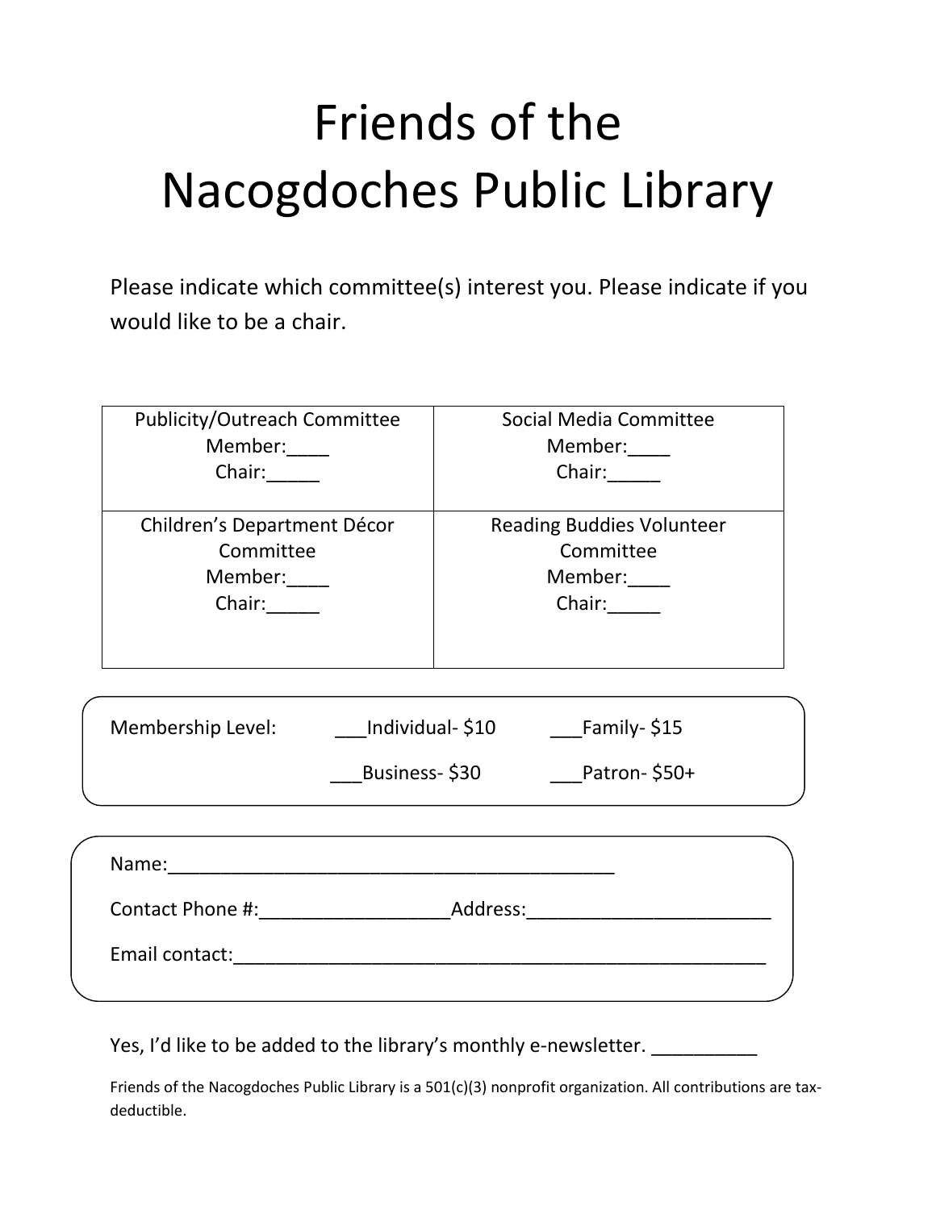# Friends of the Nacogdoches Public Library

Please indicate which committee(s) interest you. Please indicate if you would like to be a chair.

| | |
|---|---|
| Publicity/Outreach Committee<br>Member:____<br>Chair:_____ | Social Media Committee<br>Member:____<br>Chair:_____ |
| Children's Department Décor Committee<br>Member:____<br>Chair:_____ | Reading Buddies Volunteer Committee<br>Member:____<br>Chair:_____ |

Membership Level: ___Individual- $10 ___Family- $15

___Business- $30 ___Patron- $50+

Name:____________________________________________

Contact Phone #:__________________Address:_______________________

Email contact:_____________________________________________________

Yes, I'd like to be added to the library's monthly e-newsletter. __________

Friends of the Nacogdoches Public Library is a 501(c)(3) nonprofit organization. All contributions are tax-deductible.